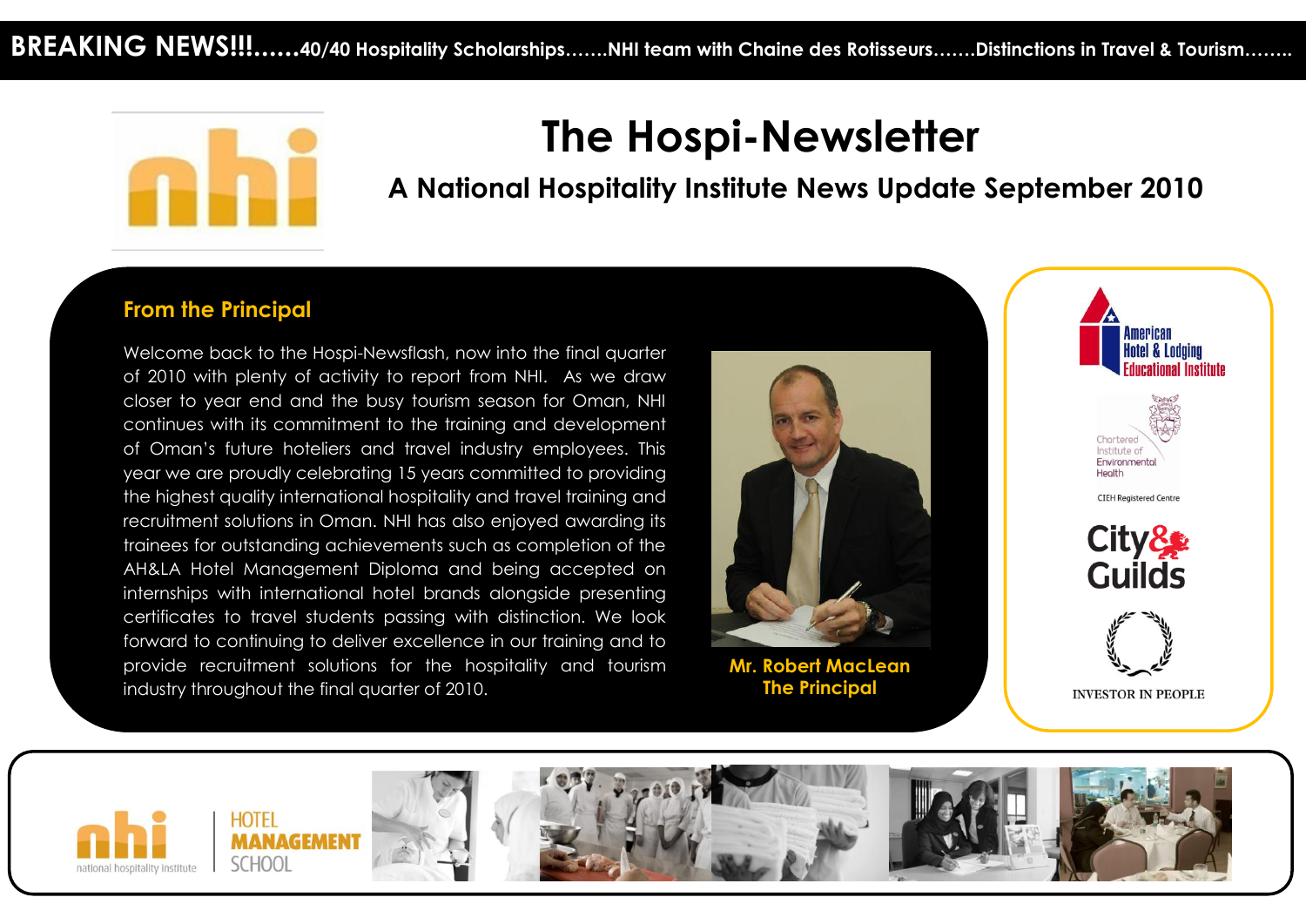**BREAKING NEWS!!!......40/40 Hospitality Scholarships…….NHI team with Chaine des Rotisseurs…….Distinctions in Travel & Tourism……..**

# The Hospi-Newsletter

## A National Hospitality Institute News Update September 2010

### From the Principal

Welcome back to the Hospi-Newsflash, now into the final quarter of 2010 with plenty of activity to report from NHI. As we draw closer to year end and the busy tourism season for Oman, NHI continues with its commitment to the training and development of Oman's future hoteliers and travel industry employees. This year we are proudly celebrating 15 years committed to providing the highest quality international hospitality and travel training and recruitment solutions in Oman. NHI has also enjoyed awarding its trainees for outstanding achievements such as completion of the AH&LA Hotel Management Diploma and being accepted on internships with international hotel brands alongside presenting certificates to travel students passing with distinction. We look forward to continuing to deliver excellence in our training and to provide recruitment solutions for the hospitality and tourism industry throughout the final quarter of 2010.

**Mr. Robert MacLean**
**The Principal**

American Hotel & Lodging Educational Institute

Chartered Institute of Environmental Health

CIEH Registered Centre

City & Guilds

INVESTOR IN PEOPLE

national hospitality institute | HOTEL MANAGEMENT SCHOOL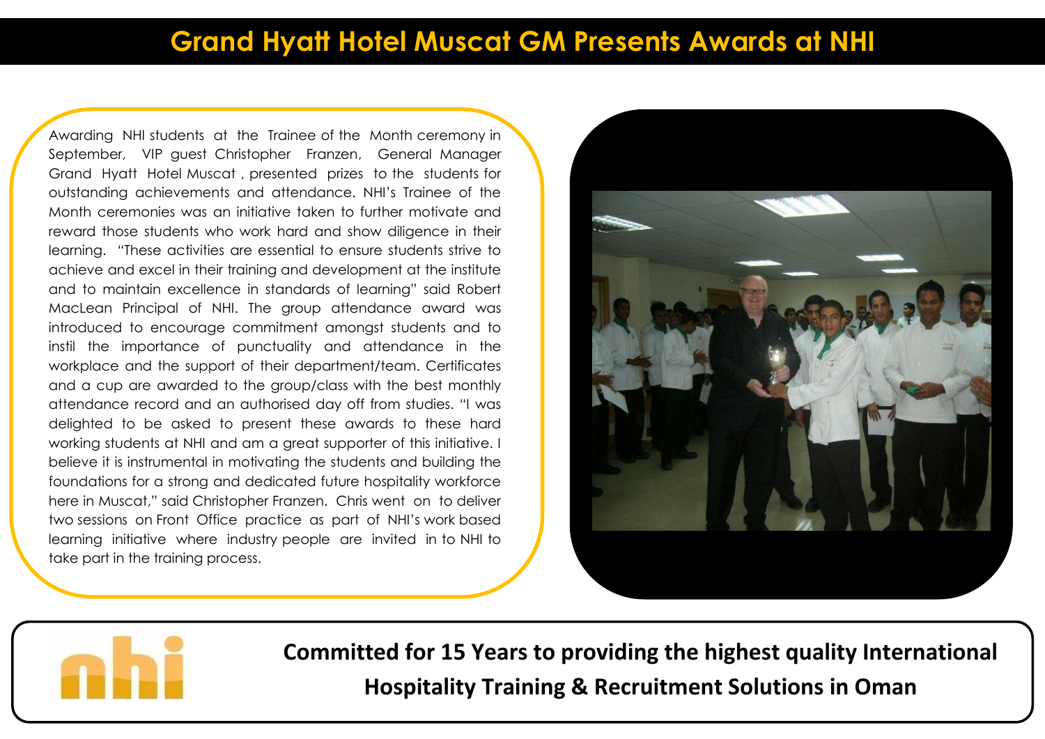# Grand Hyatt Hotel Muscat GM Presents Awards at NHI

Awarding NHI students at the Trainee of the Month ceremony in September, VIP guest Christopher Franzen, General Manager Grand Hyatt Hotel Muscat , presented prizes to the students for outstanding achievements and attendance. NHI's Trainee of the Month ceremonies was an initiative taken to further motivate and reward those students who work hard and show diligence in their learning. "These activities are essential to ensure students strive to achieve and excel in their training and development at the institute and to maintain excellence in standards of learning" said Robert MacLean Principal of NHI. The group attendance award was introduced to encourage commitment amongst students and to instil the importance of punctuality and attendance in the workplace and the support of their department/team. Certificates and a cup are awarded to the group/class with the best monthly attendance record and an authorised day off from studies. "I was delighted to be asked to present these awards to these hard working students at NHI and am a great supporter of this initiative. I believe it is instrumental in motivating the students and building the foundations for a strong and dedicated future hospitality workforce here in Muscat," said Christopher Franzen. Chris went on to deliver two sessions on Front Office practice as part of NHI's work based learning initiative where industry people are invited in to NHI to take part in the training process.

nhi

**Committed for 15 Years to providing the highest quality International Hospitality Training & Recruitment Solutions in Oman**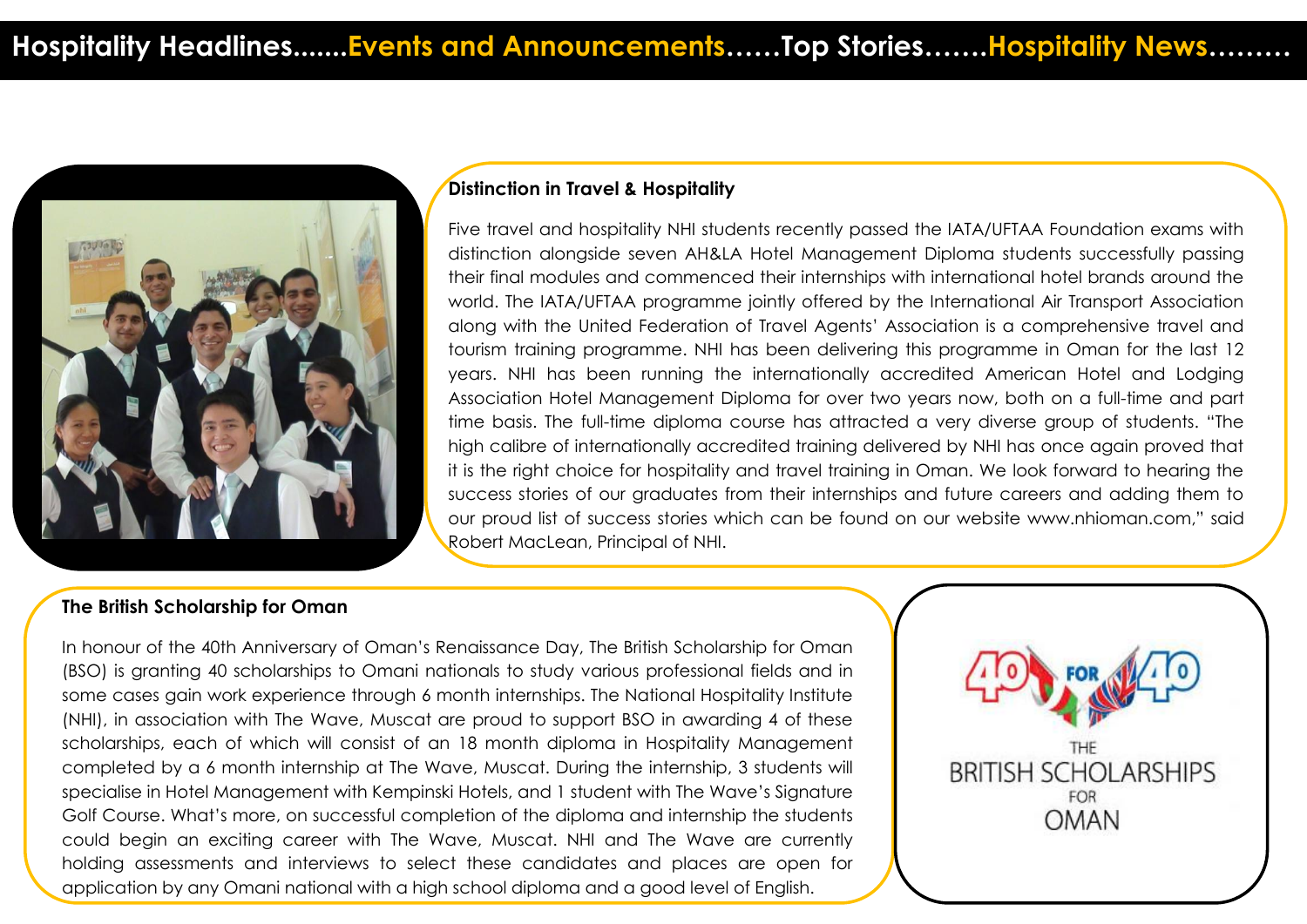Hospitality Headlines.......Events and Announcements……Top Stories…….Hospitality News………

## Distinction in Travel & Hospitality

Five travel and hospitality NHI students recently passed the IATA/UFTAA Foundation exams with distinction alongside seven AH&LA Hotel Management Diploma students successfully passing their final modules and commenced their internships with international hotel brands around the world. The IATA/UFTAA programme jointly offered by the International Air Transport Association along with the United Federation of Travel Agents' Association is a comprehensive travel and tourism training programme. NHI has been delivering this programme in Oman for the last 12 years. NHI has been running the internationally accredited American Hotel and Lodging Association Hotel Management Diploma for over two years now, both on a full-time and part time basis. The full-time diploma course has attracted a very diverse group of students. "The high calibre of internationally accredited training delivered by NHI has once again proved that it is the right choice for hospitality and travel training in Oman. We look forward to hearing the success stories of our graduates from their internships and future careers and adding them to our proud list of success stories which can be found on our website www.nhioman.com," said Robert MacLean, Principal of NHI.

## The British Scholarship for Oman

In honour of the 40th Anniversary of Oman's Renaissance Day, The British Scholarship for Oman (BSO) is granting 40 scholarships to Omani nationals to study various professional fields and in some cases gain work experience through 6 month internships. The National Hospitality Institute (NHI), in association with The Wave, Muscat are proud to support BSO in awarding 4 of these scholarships, each of which will consist of an 18 month diploma in Hospitality Management completed by a 6 month internship at The Wave, Muscat. During the internship, 3 students will specialise in Hotel Management with Kempinski Hotels, and 1 student with The Wave's Signature Golf Course. What's more, on successful completion of the diploma and internship the students could begin an exciting career with The Wave, Muscat. NHI and The Wave are currently holding assessments and interviews to select these candidates and places are open for application by any Omani national with a high school diploma and a good level of English.

40 FOR 40

THE BRITISH SCHOLARSHIPS FOR OMAN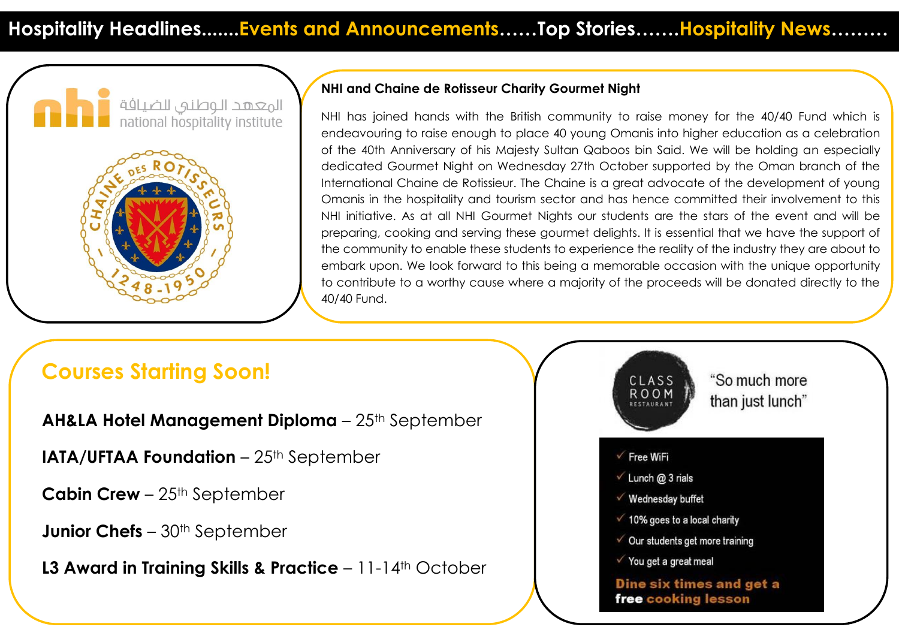Hospitality Headlines.......Events and Announcements……Top Stories…….Hospitality News………

المعهد الوطني للضيافة
national hospitality institute

CHAINE DES ROTISSEURS 1248-1950

**NHI and Chaine de Rotisseur Charity Gourmet Night**

NHI has joined hands with the British community to raise money for the 40/40 Fund which is endeavouring to raise enough to place 40 young Omanis into higher education as a celebration of the 40th Anniversary of his Majesty Sultan Qaboos bin Said. We will be holding an especially dedicated Gourmet Night on Wednesday 27th October supported by the Oman branch of the International Chaine de Rotissieur. The Chaine is a great advocate of the development of young Omanis in the hospitality and tourism sector and has hence committed their involvement to this NHI initiative. As at all NHI Gourmet Nights our students are the stars of the event and will be preparing, cooking and serving these gourmet delights. It is essential that we have the support of the community to enable these students to experience the reality of the industry they are about to embark upon. We look forward to this being a memorable occasion with the unique opportunity to contribute to a worthy cause where a majority of the proceeds will be donated directly to the 40/40 Fund.

## Courses Starting Soon!

**AH&LA Hotel Management Diploma** – 25th September

**IATA/UFTAA Foundation** – 25th September

**Cabin Crew** – 25th September

**Junior Chefs** – 30th September

**L3 Award in Training Skills & Practice** – 11-14th October

CLASS ROOM RESTAURANT

"So much more than just lunch"

- ✓ Free WiFi
- ✓ Lunch @ 3 rials
- ✓ Wednesday buffet
- ✓ 10% goes to a local charity
- ✓ Our students get more training
- ✓ You get a great meal

**Dine six times and get a free cooking lesson**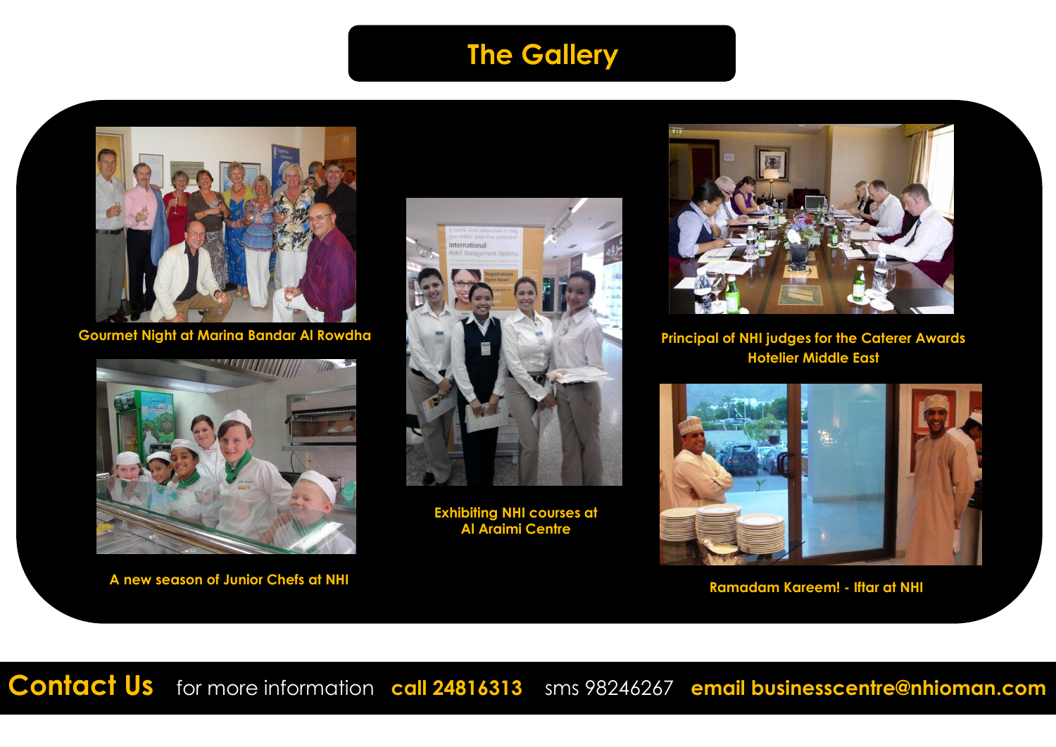# The Gallery

Gourmet Night at Marina Bandar Al Rowdha

A new season of Junior Chefs at NHI

Exhibiting NHI courses at Al Araimi Centre

Principal of NHI judges for the Caterer Awards Hotelier Middle East

Ramadam Kareem! - Iftar at NHI

**Contact Us** for more information **call 24816313** sms 98246267 **email businesscentre@nhioman.com**